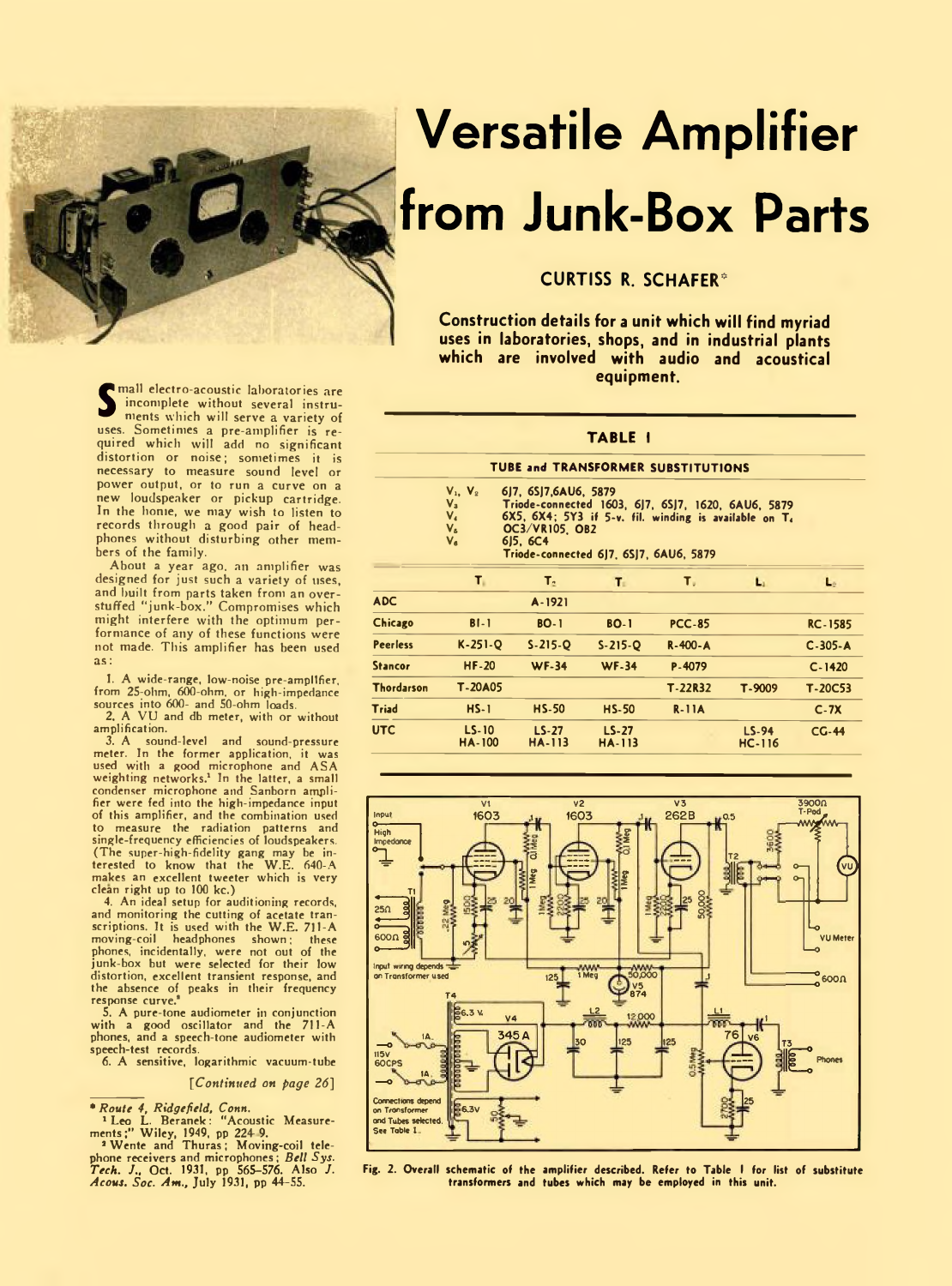# Versatile Amplifier from Junk-Box Parts

**CURTISS R. SCHAFER***

**Construction details for a unit which will find myriad uses in laboratories, shops, and in industrial plants which are involved with audio and acoustical equipment.**

Small electro-acoustic laboratories are incomplete without several instruments which will serve a variety of uses. Sometimes a pre-amplifier is required which will add no significant distortion or noise; sometimes it is necessary to measure sound level or power output, or to run a curve on a new loudspeaker or pickup cartridge. In the home, we may wish to listen to records through a good pair of headphones without disturbing other members of the family.

About a year ago, an amplifier was designed for just such a variety of uses, and built from parts taken from an over-stuffed "junk-box." Compromises which might interfere with the optimum performance of any of these functions were not made. This amplifier has been used as:

1. A wide-range, low-noise pre-amplifier, from 25-ohm, 600-ohm, or high-impedance sources into 600- and 50-ohm loads.
2. A VU and db meter, with or without amplification.
3. A sound-level and sound-pressure meter. In the former application, it was used with a good microphone and ASA weighting networks.[1] In the latter, a small condenser microphone and Sanborn amplifier were fed into the high-impedance input of this amplifier, and the combination used to measure the radiation patterns and single-frequency efficiencies of loudspeakers. (The super-high-fidelity gang may be interested to know that the W.E. 640-A makes an excellent tweeter which is very clean right up to 100 kc.)
4. An ideal setup for auditioning records, and monitoring the cutting of acetate transcriptions. It is used with the W.E. 711-A moving-coil headphones shown; these phones, incidentally, were not out of the junk-box but were selected for their low distortion, excellent transient response, and the absence of peaks in their frequency response curve.[2]
5. A pure-tone audiometer in conjunction with a good oscillator and the 711-A phones, and a speech-tone audiometer with speech-test records.
6. A sensitive, logarithmic vacuum-tube

*[Continued on page 26]*

\* *Route 4, Ridgefield, Conn.*

[1] Leo L. Beranek: "Acoustic Measurements;" Wiley, 1949, pp 224-9.

[2] Wente and Thuras; Moving-coil telephone receivers and microphones; *Bell Sys. Tech. J.*, Oct. 1931, pp 565–576. Also *J. Acous. Soc. Am.*, July 1931, pp 44–55.

**TABLE I**

**TUBE and TRANSFORMER SUBSTITUTIONS**

- $V_1$, $V_2$: 6J7, 6SJ7, 6AU6, 5879
- $V_3$: Triode-connected 1603, 6J7, 6SJ7, 1620, 6AU6, 5879
- $V_4$: 6X5, 6X4; 5Y3 if 5-v. fil. winding is available on $T_4$
- $V_5$: OC3/VR105, OB2
- $V_6$: 6J5, 6C4; Triode-connected 6J7, 6SJ7, 6AU6, 5879

| | $T_1$ | $T_2$ | $T_3$ | $T_4$ | $L_1$ | $L_2$ |
|---|---|---|---|---|---|---|
| ADC | | A-1921 | | | | |
| Chicago | BI-1 | BO-1 | BO-1 | PCC-85 | | RC-1585 |
| Peerless | K-251-Q | S-215-Q | S-215-Q | R-400-A | | C-305-A |
| Stancor | HF-20 | WF-34 | WF-34 | P-4079 | | C-1420 |
| Thordarson | T-20A05 | | | T-22R32 | T-9009 | T-20C53 |
| Triad | HS-1 | HS-50 | HS-50 | R-11A | | C-7X |
| UTC | LS-10 HA-100 | LS-27 HA-113 | LS-27 HA-113 | | LS-94 HC-116 | CG-44 |

Fig. 2. Overall schematic of the amplifier described. Refer to Table I for list of substitute transformers and tubes which may be employed in this unit.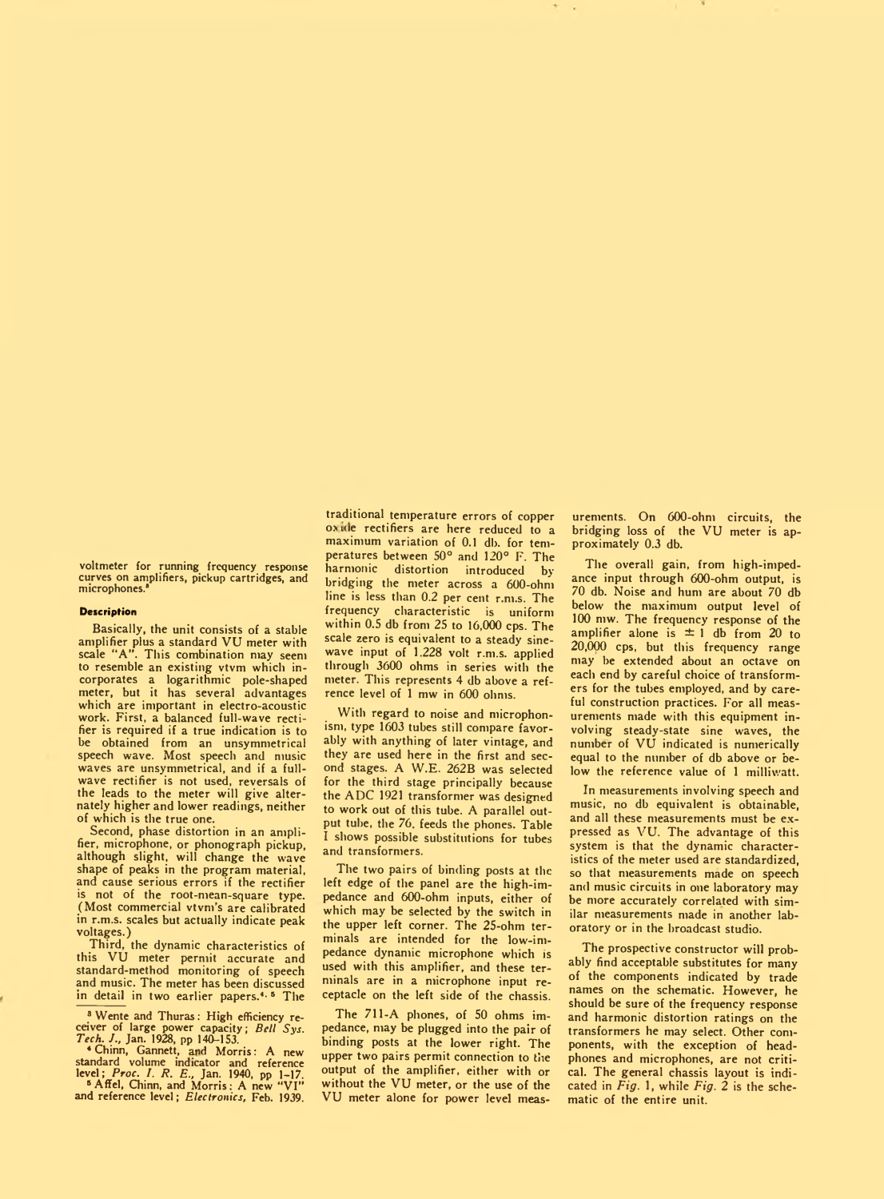voltmeter for running frequency response curves on amplifiers, pickup cartridges, and microphones.[3]

#### Description

Basically, the unit consists of a stable amplifier plus a standard VU meter with scale "A". This combination may seem to resemble an existing vtvm which incorporates a logarithmic pole-shaped meter, but it has several advantages which are important in electro-acoustic work. First, a balanced full-wave rectifier is required if a true indication is to be obtained from an unsymmetrical speech wave. Most speech and music waves are unsymmetrical, and if a full-wave rectifier is not used, reversals of the leads to the meter will give alternately higher and lower readings, neither of which is the true one.

Second, phase distortion in an amplifier, microphone, or phonograph pickup, although slight, will change the wave shape of peaks in the program material, and cause serious errors if the rectifier is not of the root-mean-square type. (Most commercial vtvm's are calibrated in r.m.s. scales but actually indicate peak voltages.)

Third, the dynamic characteristics of this VU meter permit accurate and standard-method monitoring of speech and music. The meter has been discussed in detail in two earlier papers.[4,5] The traditional temperature errors of copper oxide rectifiers are here reduced to a maximum variation of 0.1 db. for temperatures between 50° and 120° F. The harmonic distortion introduced by bridging the meter across a 600-ohm line is less than 0.2 per cent r.m.s. The frequency characteristic is uniform within 0.5 db from 25 to 16,000 cps. The scale zero is equivalent to a steady sine-wave input of 1.228 volt r.m.s. applied through 3600 ohms in series with the meter. This represents 4 db above a reference level of 1 mw in 600 ohms.

With regard to noise and microphonism, type 1603 tubes still compare favorably with anything of later vintage, and they are used here in the first and second stages. A W.E. 262B was selected for the third stage principally because the ADC 1921 transformer was designed to work out of this tube. A parallel output tube, the 76, feeds the phones. Table I shows possible substitutions for tubes and transformers.

The two pairs of binding posts at the left edge of the panel are the high-impedance and 600-ohm inputs, either of which may be selected by the switch in the upper left corner. The 25-ohm terminals are intended for the low-impedance dynamic microphone which is used with this amplifier, and these terminals are in a microphone input receptacle on the left side of the chassis.

The 711-A phones, of 50 ohms impedance, may be plugged into the pair of binding posts at the lower right. The upper two pairs permit connection to the output of the amplifier, either with or without the VU meter, or the use of the VU meter alone for power level measurements. On 600-ohm circuits, the bridging loss of the VU meter is approximately 0.3 db.

The overall gain, from high-impedance input through 600-ohm output, is 70 db. Noise and hum are about 70 db below the maximum output level of 100 mw. The frequency response of the amplifier alone is ± 1 db from 20 to 20,000 cps, but this frequency range may be extended about an octave on each end by careful choice of transformers for the tubes employed, and by careful construction practices. For all measurements made with this equipment involving steady-state sine waves, the number of VU indicated is numerically equal to the number of db above or below the reference value of 1 milliwatt.

In measurements involving speech and music, no db equivalent is obtainable, and all these measurements must be expressed as VU. The advantage of this system is that the dynamic characteristics of the meter used are standardized, so that measurements made on speech and music circuits in one laboratory may be more accurately correlated with similar measurements made in another laboratory or in the broadcast studio.

The prospective constructor will probably find acceptable substitutes for many of the components indicated by trade names on the schematic. However, he should be sure of the frequency response and harmonic distortion ratings on the transformers he may select. Other components, with the exception of headphones and microphones, are not critical. The general chassis layout is indicated in *Fig.* 1, while *Fig.* 2 is the schematic of the entire unit.

---

[3] Wente and Thuras: High efficiency receiver of large power capacity; *Bell Sys. Tech. J.*, Jan. 1928, pp 140–153.

[4] Chinn, Gannett, and Morris: A new standard volume indicator and reference level; *Proc. I. R. E.*, Jan. 1940, pp 1–17.

[5] Affel, Chinn, and Morris: A new "VI" and reference level; *Electronics*, Feb. 1939.